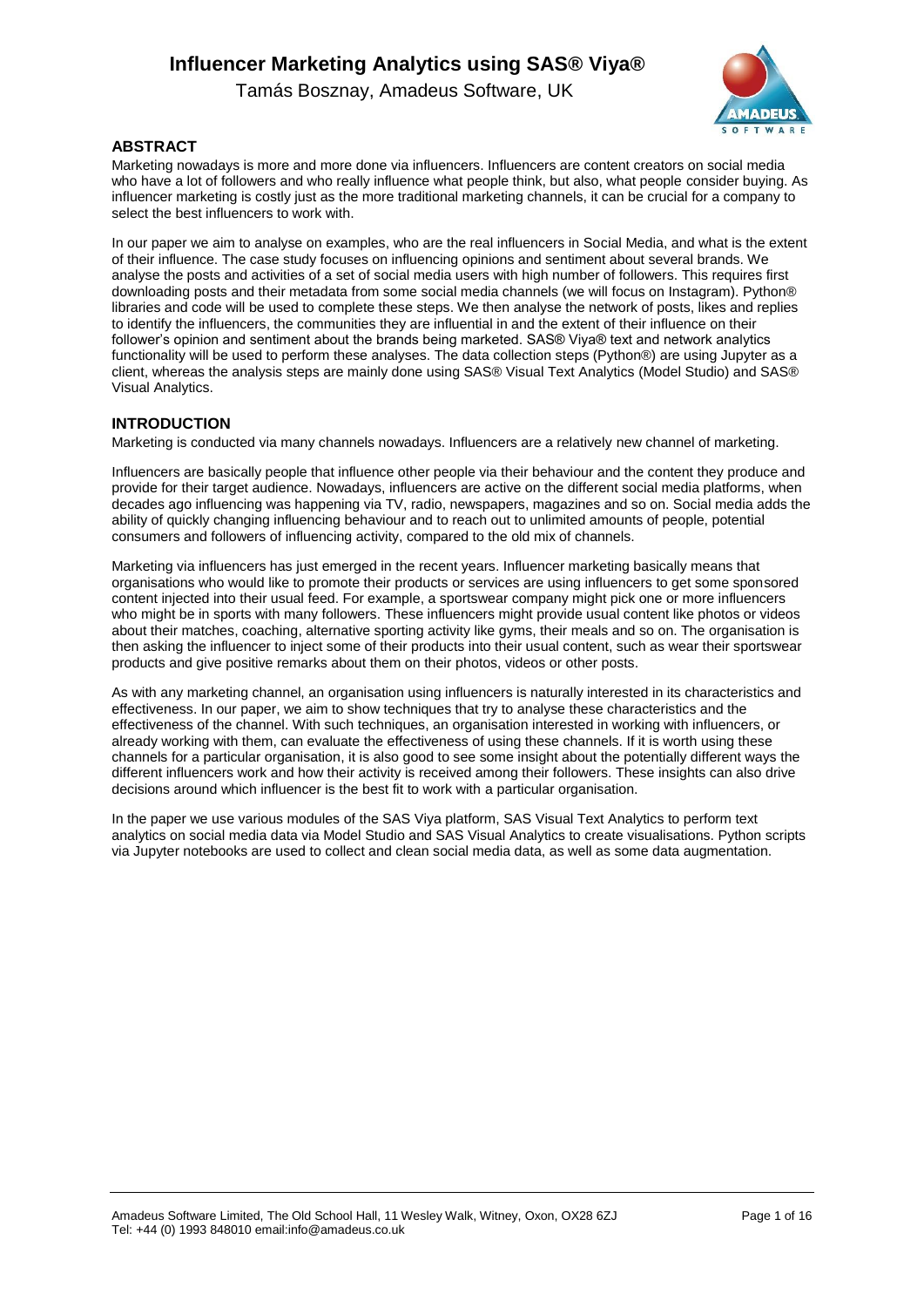# Influencer Marketing Analytics using SAS® Viya®

Tamás Bosznay, Amadeus Software, UK

## ABSTRACT

Marketing nowadays is more and more done via influencers. Influencers are content creators on social media who have a lot of followers and who really influence what people think, but also, what people consider buying. As influencer marketing is costly just as the more traditional marketing channels, it can be crucial for a company to select the best influencers to work with.

In our paper we aim to analyse on examples, who are the real influencers in Social Media, and what is the extent of their influence. The case study focuses on influencing opinions and sentiment about several brands. We analyse the posts and activities of a set of social media users with high number of followers. This requires first downloading posts and their metadata from some social media channels (we will focus on Instagram). Python® libraries and code will be used to complete these steps. We then analyse the network of posts, likes and replies to identify the influencers, the communities they are influential in and the extent of their influence on their follower's opinion and sentiment about the brands being marketed. SAS® Viya® text and network analytics functionality will be used to perform these analyses. The data collection steps (Python®) are using Jupyter as a client, whereas the analysis steps are mainly done using SAS® Visual Text Analytics (Model Studio) and SAS® Visual Analytics.

## INTRODUCTION

Marketing is conducted via many channels nowadays. Influencers are a relatively new channel of marketing.

Influencers are basically people that influence other people via their behaviour and the content they produce and provide for their target audience. Nowadays, influencers are active on the different social media platforms, when decades ago influencing was happening via TV, radio, newspapers, magazines and so on. Social media adds the ability of quickly changing influencing behaviour and to reach out to unlimited amounts of people, potential consumers and followers of influencing activity, compared to the old mix of channels.

Marketing via influencers has just emerged in the recent years. Influencer marketing basically means that organisations who would like to promote their products or services are using influencers to get some sponsored content injected into their usual feed. For example, a sportswear company might pick one or more influencers who might be in sports with many followers. These influencers might provide usual content like photos or videos about their matches, coaching, alternative sporting activity like gyms, their meals and so on. The organisation is then asking the influencer to inject some of their products into their usual content, such as wear their sportswear products and give positive remarks about them on their photos, videos or other posts.

As with any marketing channel, an organisation using influencers is naturally interested in its characteristics and effectiveness. In our paper, we aim to show techniques that try to analyse these characteristics and the effectiveness of the channel. With such techniques, an organisation interested in working with influencers, or already working with them, can evaluate the effectiveness of using these channels. If it is worth using these channels for a particular organisation, it is also good to see some insight about the potentially different ways the different influencers work and how their activity is received among their followers. These insights can also drive decisions around which influencer is the best fit to work with a particular organisation.

In the paper we use various modules of the SAS Viya platform, SAS Visual Text Analytics to perform text analytics on social media data via Model Studio and SAS Visual Analytics to create visualisations. Python scripts via Jupyter notebooks are used to collect and clean social media data, as well as some data augmentation.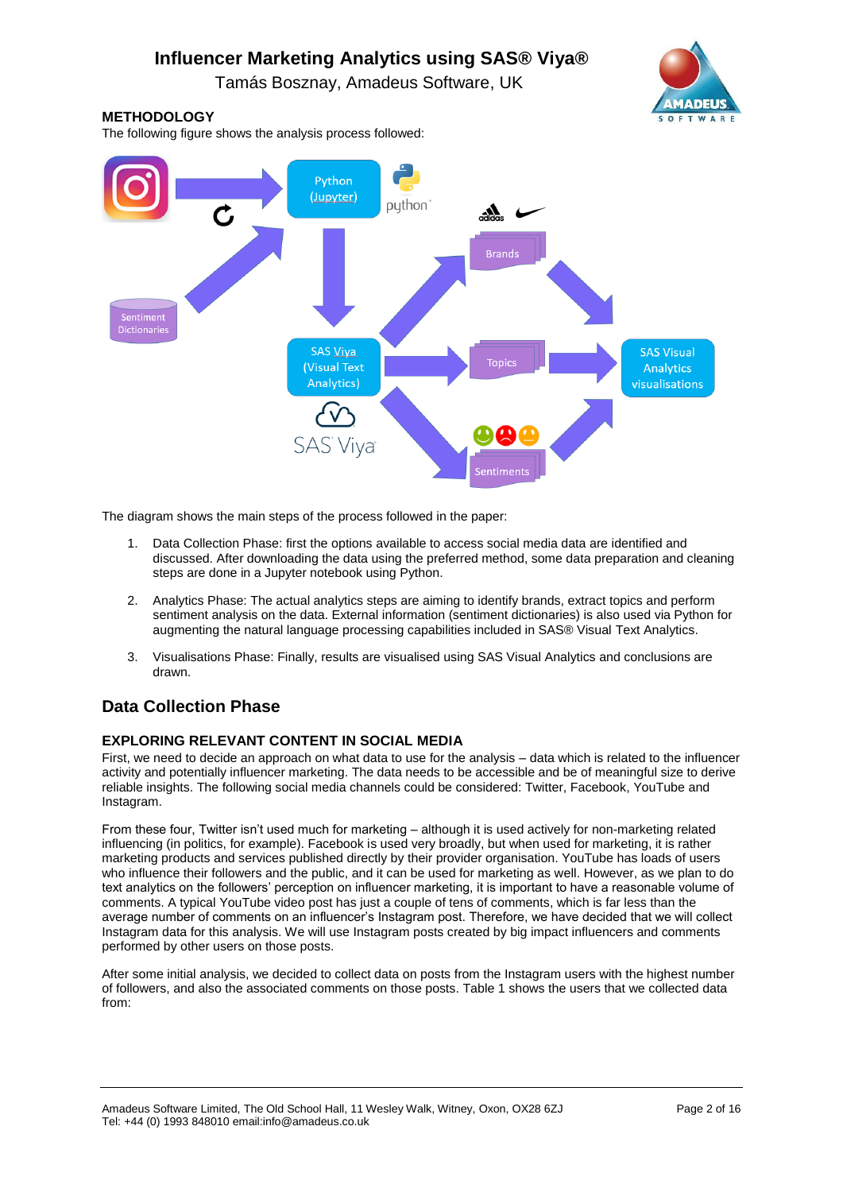### METHODOLOGY

The following figure shows the analysis process followed:

The diagram shows the main steps of the process followed in the paper:

1. Data Collection Phase: first the options available to access social media data are identified and discussed. After downloading the data using the preferred method, some data preparation and cleaning steps are done in a Jupyter notebook using Python.
2. Analytics Phase: The actual analytics steps are aiming to identify brands, extract topics and perform sentiment analysis on the data. External information (sentiment dictionaries) is also used via Python for augmenting the natural language processing capabilities included in SAS® Visual Text Analytics.
3. Visualisations Phase: Finally, results are visualised using SAS Visual Analytics and conclusions are drawn.

## Data Collection Phase

### EXPLORING RELEVANT CONTENT IN SOCIAL MEDIA

First, we need to decide an approach on what data to use for the analysis – data which is related to the influencer activity and potentially influencer marketing. The data needs to be accessible and be of meaningful size to derive reliable insights. The following social media channels could be considered: Twitter, Facebook, YouTube and Instagram.

From these four, Twitter isn't used much for marketing – although it is used actively for non-marketing related influencing (in politics, for example). Facebook is used very broadly, but when used for marketing, it is rather marketing products and services published directly by their provider organisation. YouTube has loads of users who influence their followers and the public, and it can be used for marketing as well. However, as we plan to do text analytics on the followers' perception on influencer marketing, it is important to have a reasonable volume of comments. A typical YouTube video post has just a couple of tens of comments, which is far less than the average number of comments on an influencer's Instagram post. Therefore, we have decided that we will collect Instagram data for this analysis. We will use Instagram posts created by big impact influencers and comments performed by other users on those posts.

After some initial analysis, we decided to collect data on posts from the Instagram users with the highest number of followers, and also the associated comments on those posts. Table 1 shows the users that we collected data from: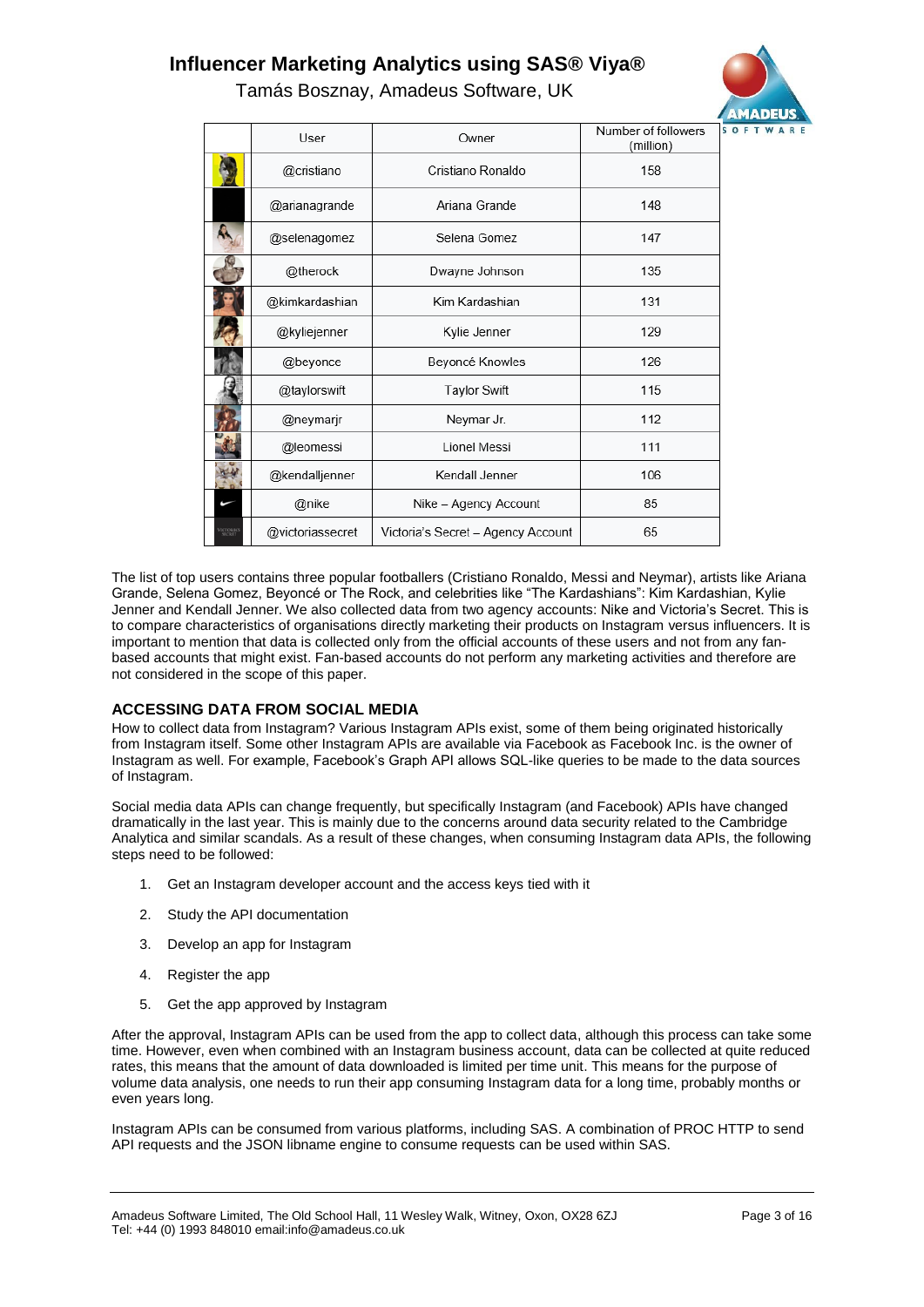| | User | Owner | Number of followers (million) |
|---|---|---|---|
| | @cristiano | Cristiano Ronaldo | 158 |
| | @arianagrande | Ariana Grande | 148 |
| | @selenagomez | Selena Gomez | 147 |
| | @therock | Dwayne Johnson | 135 |
| | @kimkardashian | Kim Kardashian | 131 |
| | @kyliejenner | Kylie Jenner | 129 |
| | @beyonce | Beyoncé Knowles | 126 |
| | @taylorswift | Taylor Swift | 115 |
| | @neymarjr | Neymar Jr. | 112 |
| | @leomessi | Lionel Messi | 111 |
| | @kendalljenner | Kendall Jenner | 106 |
| | @nike | Nike – Agency Account | 85 |
| | @victoriassecret | Victoria's Secret – Agency Account | 65 |

The list of top users contains three popular footballers (Cristiano Ronaldo, Messi and Neymar), artists like Ariana Grande, Selena Gomez, Beyoncé or The Rock, and celebrities like "The Kardashians": Kim Kardashian, Kylie Jenner and Kendall Jenner. We also collected data from two agency accounts: Nike and Victoria's Secret. This is to compare characteristics of organisations directly marketing their products on Instagram versus influencers. It is important to mention that data is collected only from the official accounts of these users and not from any fan-based accounts that might exist. Fan-based accounts do not perform any marketing activities and therefore are not considered in the scope of this paper.

## ACCESSING DATA FROM SOCIAL MEDIA

How to collect data from Instagram? Various Instagram APIs exist, some of them being originated historically from Instagram itself. Some other Instagram APIs are available via Facebook as Facebook Inc. is the owner of Instagram as well. For example, Facebook's Graph API allows SQL-like queries to be made to the data sources of Instagram.

Social media data APIs can change frequently, but specifically Instagram (and Facebook) APIs have changed dramatically in the last year. This is mainly due to the concerns around data security related to the Cambridge Analytica and similar scandals. As a result of these changes, when consuming Instagram data APIs, the following steps need to be followed:

1. Get an Instagram developer account and the access keys tied with it
2. Study the API documentation
3. Develop an app for Instagram
4. Register the app
5. Get the app approved by Instagram

After the approval, Instagram APIs can be used from the app to collect data, although this process can take some time. However, even when combined with an Instagram business account, data can be collected at quite reduced rates, this means that the amount of data downloaded is limited per time unit. This means for the purpose of volume data analysis, one needs to run their app consuming Instagram data for a long time, probably months or even years long.

Instagram APIs can be consumed from various platforms, including SAS. A combination of PROC HTTP to send API requests and the JSON libname engine to consume requests can be used within SAS.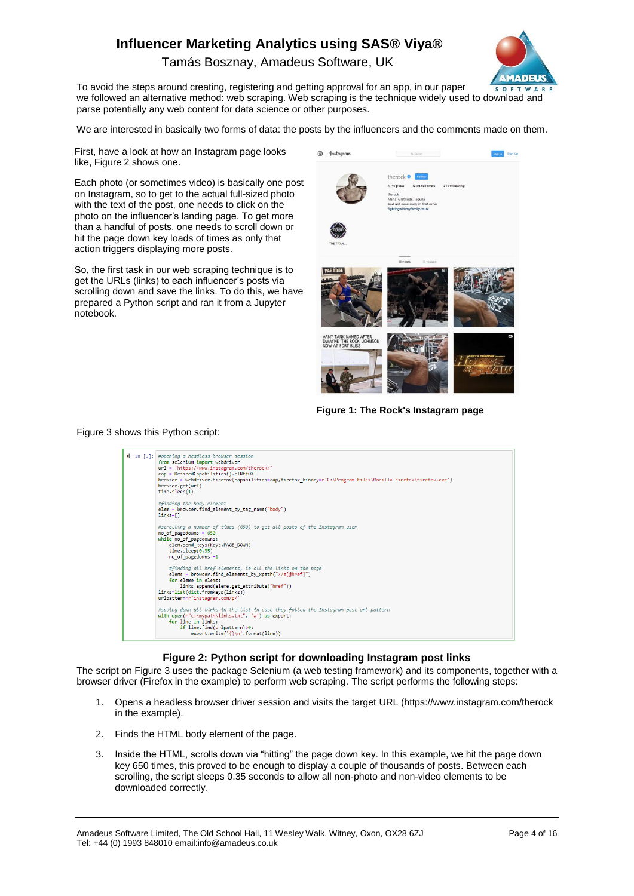# Influencer Marketing Analytics using SAS® Viya®

Tamás Bosznay, Amadeus Software, UK

To avoid the steps around creating, registering and getting approval for an app, in our paper we followed an alternative method: web scraping. Web scraping is the technique widely used to download and parse potentially any web content for data science or other purposes.

We are interested in basically two forms of data: the posts by the influencers and the comments made on them.

First, have a look at how an Instagram page looks like, Figure 2 shows one.

Each photo (or sometimes video) is basically one post on Instagram, so to get to the actual full-sized photo with the text of the post, one needs to click on the photo on the influencer's landing page. To get more than a handful of posts, one needs to scroll down or hit the page down key loads of times as only that action triggers displaying more posts.

So, the first task in our web scraping technique is to get the URLs (links) to each influencer's posts via scrolling down and save the links. To do this, we have prepared a Python script and ran it from a Jupyter notebook.

**Figure 1: The Rock's Instagram page**

Figure 3 shows this Python script:

```
#opening a headless browser session
from selenium import webdriver
url = 'https://www.instagram.com/therock/'
cap = DesiredCapabilities().FIREFOX
browser = webdriver.Firefox(capabilities=cap,firefox_binary=r'C:\Program Files\Mozilla Firefox\firefox.exe')
browser.get(url)
time.sleep(1)

#finding the body element
elem = browser.find_element_by_tag_name("body")
links=[]

#scrolling a number of times (650) to get all posts of the Instagram user
no_of_pagedowns = 650
while no_of_pagedowns:
    elem.send_keys(Keys.PAGE_DOWN)
    time.sleep(0.35)
    no_of_pagedowns-=1

    #finding all href elements, ie all the links on the page
    elems = browser.find_elements_by_xpath("//a[@href]")
    for elem in elems:
        links.append(elem.get_attribute("href"))
links=list(dict.fromkeys(links))
urlpattern=r'instagram.com/p/'

#saving down all links in the list in case they follow the Instagram post url pattern
with open(r"c:\mypath\links.txt", 'a') as export:
    for line in links:
        if line.find(urlpattern)>0:
            export.write('{}\n'.format(line))
```

**Figure 2: Python script for downloading Instagram post links**

The script on Figure 3 uses the package Selenium (a web testing framework) and its components, together with a browser driver (Firefox in the example) to perform web scraping. The script performs the following steps:

1. Opens a headless browser driver session and visits the target URL (https://www.instagram.com/therock in the example).
2. Finds the HTML body element of the page.
3. Inside the HTML, scrolls down via "hitting" the page down key. In this example, we hit the page down key 650 times, this proved to be enough to display a couple of thousands of posts. Between each scrolling, the script sleeps 0.35 seconds to allow all non-photo and non-video elements to be downloaded correctly.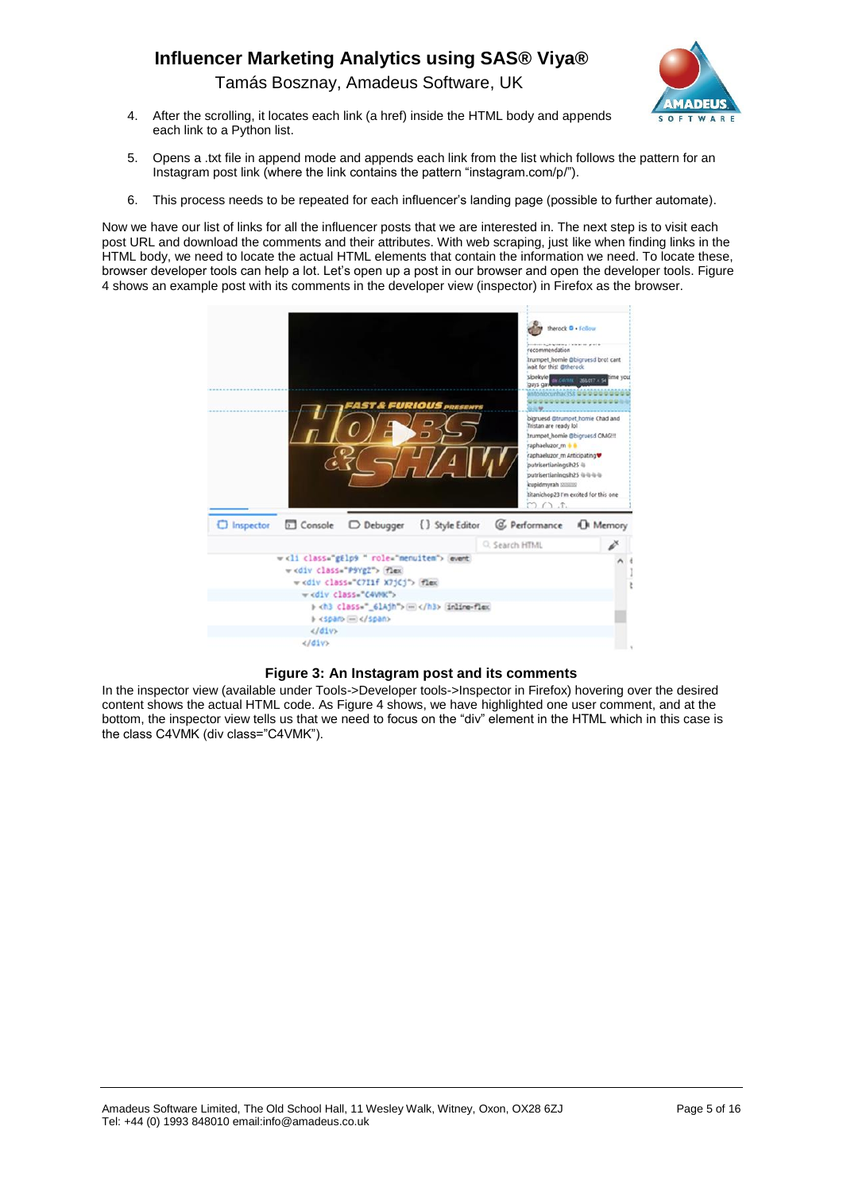4. After the scrolling, it locates each link (a href) inside the HTML body and appends each link to a Python list.

5. Opens a .txt file in append mode and appends each link from the list which follows the pattern for an Instagram post link (where the link contains the pattern "instagram.com/p/").

6. This process needs to be repeated for each influencer's landing page (possible to further automate).

Now we have our list of links for all the influencer posts that we are interested in. The next step is to visit each post URL and download the comments and their attributes. With web scraping, just like when finding links in the HTML body, we need to locate the actual HTML elements that contain the information we need. To locate these, browser developer tools can help a lot. Let's open up a post in our browser and open the developer tools. Figure 4 shows an example post with its comments in the developer view (inspector) in Firefox as the browser.

**Figure 3: An Instagram post and its comments**

In the inspector view (available under Tools->Developer tools->Inspector in Firefox) hovering over the desired content shows the actual HTML code. As Figure 4 shows, we have highlighted one user comment, and at the bottom, the inspector view tells us that we need to focus on the "div" element in the HTML which in this case is the class C4VMK (div class="C4VMK").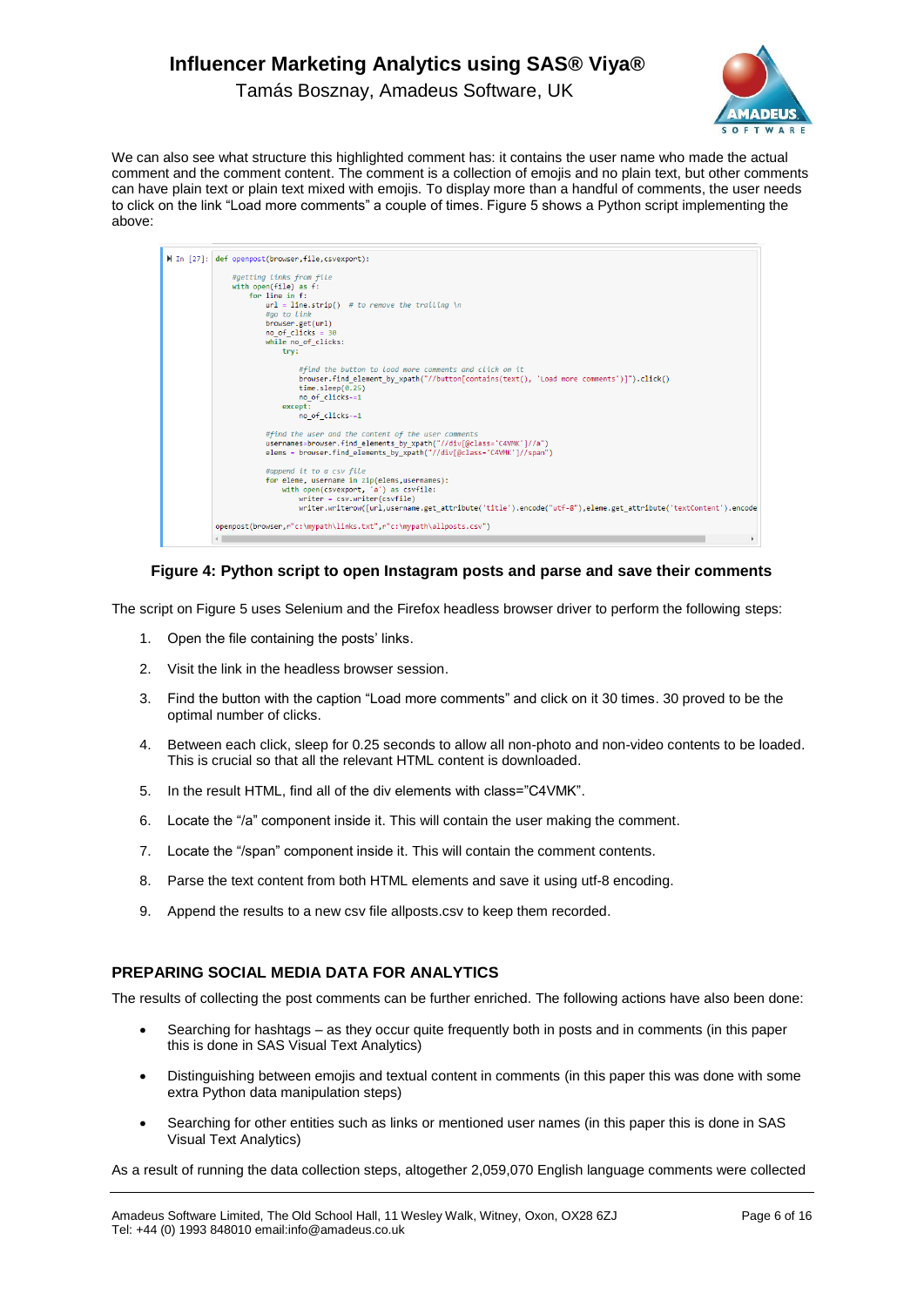We can also see what structure this highlighted comment has: it contains the user name who made the actual comment and the comment content. The comment is a collection of emojis and no plain text, but other comments can have plain text or plain text mixed with emojis. To display more than a handful of comments, the user needs to click on the link “Load more comments” a couple of times. Figure 5 shows a Python script implementing the above:

```python
def openpost(browser,file,csvexport):

    #getting links from file
    with open(file) as f:
        for line in f:
            url = line.strip()  # to remove the trailing \n
            #go to link
            browser.get(url)
            no_of_clicks = 30
            while no_of_clicks:
                try:

                    #find the button to load more comments and click on it
                    browser.find_element_by_xpath("//button[contains(text(), 'Load more comments')]").click()
                    time.sleep(0.25)
                    no_of_clicks-=1
                except:
                    no_of_clicks-=1

            #find the user and the content of the user comments
            usernames=browser.find_elements_by_xpath("//div[@class='C4VMK']//a")
            elems = browser.find_elements_by_xpath("//div[@class='C4VMK']//span")

            #append it to a csv file
            for eleme, username in zip(elems,usernames):
                with open(csvexport, 'a') as csvfile:
                    writer = csv.writer(csvfile)
                    writer.writerow([url,username.get_attribute('title').encode("utf-8"),eleme.get_attribute('textContent').encode

openpost(browser,r"c:\mypath\links.txt",r"c:\mypath\allposts.csv")
```

**Figure 4: Python script to open Instagram posts and parse and save their comments**

The script on Figure 5 uses Selenium and the Firefox headless browser driver to perform the following steps:

1. Open the file containing the posts’ links.
2. Visit the link in the headless browser session.
3. Find the button with the caption “Load more comments” and click on it 30 times. 30 proved to be the optimal number of clicks.
4. Between each click, sleep for 0.25 seconds to allow all non-photo and non-video contents to be loaded. This is crucial so that all the relevant HTML content is downloaded.
5. In the result HTML, find all of the div elements with class="C4VMK”.
6. Locate the “/a” component inside it. This will contain the user making the comment.
7. Locate the “/span” component inside it. This will contain the comment contents.
8. Parse the text content from both HTML elements and save it using utf-8 encoding.
9. Append the results to a new csv file allposts.csv to keep them recorded.

## PREPARING SOCIAL MEDIA DATA FOR ANALYTICS

The results of collecting the post comments can be further enriched. The following actions have also been done:

- Searching for hashtags – as they occur quite frequently both in posts and in comments (in this paper this is done in SAS Visual Text Analytics)
- Distinguishing between emojis and textual content in comments (in this paper this was done with some extra Python data manipulation steps)
- Searching for other entities such as links or mentioned user names (in this paper this is done in SAS Visual Text Analytics)

As a result of running the data collection steps, altogether 2,059,070 English language comments were collected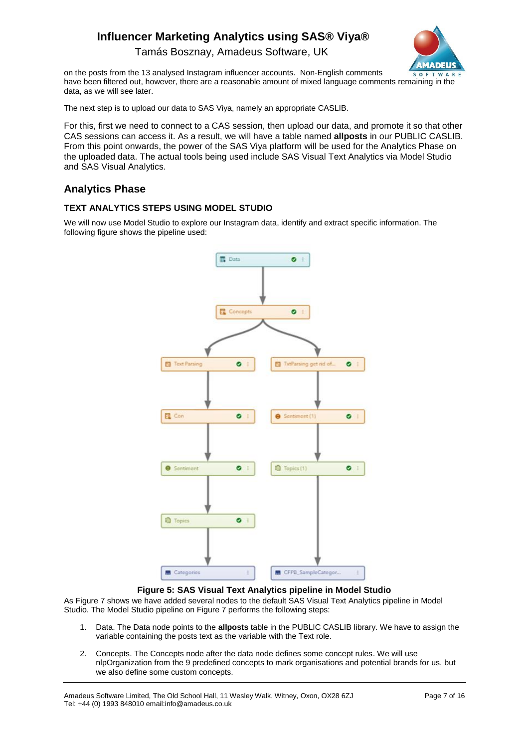on the posts from the 13 analysed Instagram influencer accounts. Non-English comments have been filtered out, however, there are a reasonable amount of mixed language comments remaining in the data, as we will see later.

The next step is to upload our data to SAS Viya, namely an appropriate CASLIB.

For this, first we need to connect to a CAS session, then upload our data, and promote it so that other CAS sessions can access it. As a result, we will have a table named **allposts** in our PUBLIC CASLIB. From this point onwards, the power of the SAS Viya platform will be used for the Analytics Phase on the uploaded data. The actual tools being used include SAS Visual Text Analytics via Model Studio and SAS Visual Analytics.

## Analytics Phase

### TEXT ANALYTICS STEPS USING MODEL STUDIO

We will now use Model Studio to explore our Instagram data, identify and extract specific information. The following figure shows the pipeline used:

**Figure 5: SAS Visual Text Analytics pipeline in Model Studio**

As Figure 7 shows we have added several nodes to the default SAS Visual Text Analytics pipeline in Model Studio. The Model Studio pipeline on Figure 7 performs the following steps:

1. Data. The Data node points to the **allposts** table in the PUBLIC CASLIB library. We have to assign the variable containing the posts text as the variable with the Text role.

2. Concepts. The Concepts node after the data node defines some concept rules. We will use nlpOrganization from the 9 predefined concepts to mark organisations and potential brands for us, but we also define some custom concepts.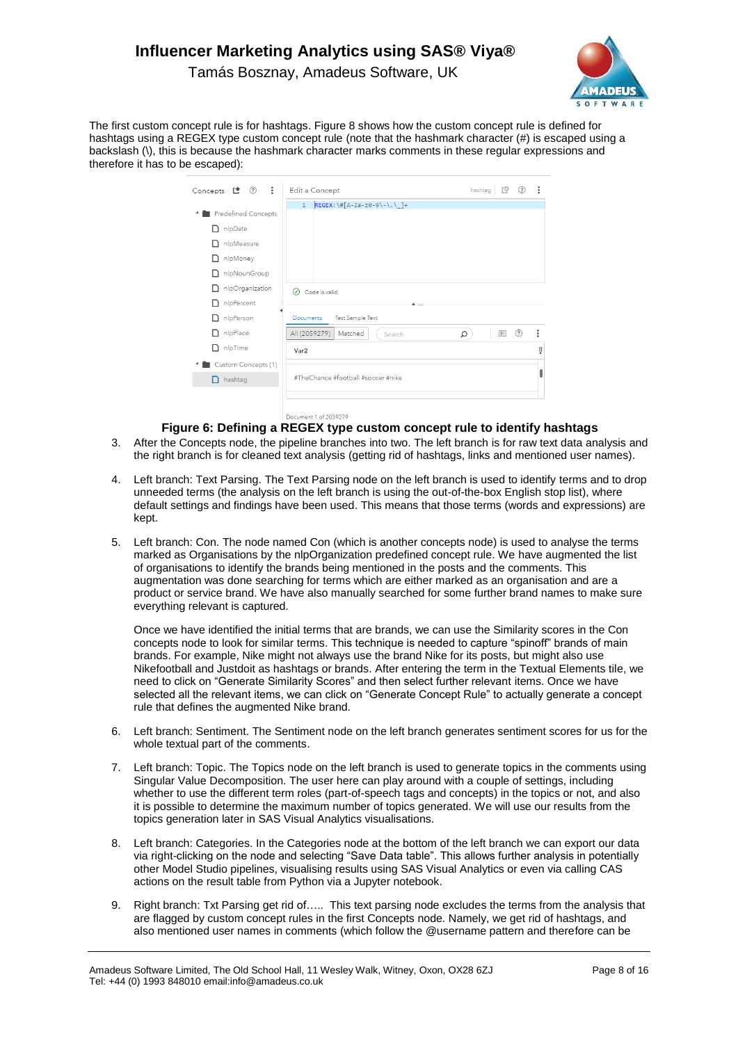The first custom concept rule is for hashtags. Figure 8 shows how the custom concept rule is defined for hashtags using a REGEX type custom concept rule (note that the hashmark character (#) is escaped using a backslash (\), this is because the hashmark character marks comments in these regular expressions and therefore it has to be escaped):

**Figure 6: Defining a REGEX type custom concept rule to identify hashtags**

3. After the Concepts node, the pipeline branches into two. The left branch is for raw text data analysis and the right branch is for cleaned text analysis (getting rid of hashtags, links and mentioned user names).

4. Left branch: Text Parsing. The Text Parsing node on the left branch is used to identify terms and to drop unneeded terms (the analysis on the left branch is using the out-of-the-box English stop list), where default settings and findings have been used. This means that those terms (words and expressions) are kept.

5. Left branch: Con. The node named Con (which is another concepts node) is used to analyse the terms marked as Organisations by the nlpOrganization predefined concept rule. We have augmented the list of organisations to identify the brands being mentioned in the posts and the comments. This augmentation was done searching for terms which are either marked as an organisation and are a product or service brand. We have also manually searched for some further brand names to make sure everything relevant is captured.

   Once we have identified the initial terms that are brands, we can use the Similarity scores in the Con concepts node to look for similar terms. This technique is needed to capture "spinoff" brands of main brands. For example, Nike might not always use the brand Nike for its posts, but might also use Nikefootball and Justdoit as hashtags or brands. After entering the term in the Textual Elements tile, we need to click on "Generate Similarity Scores" and then select further relevant items. Once we have selected all the relevant items, we can click on "Generate Concept Rule" to actually generate a concept rule that defines the augmented Nike brand.

6. Left branch: Sentiment. The Sentiment node on the left branch generates sentiment scores for us for the whole textual part of the comments.

7. Left branch: Topic. The Topics node on the left branch is used to generate topics in the comments using Singular Value Decomposition. The user here can play around with a couple of settings, including whether to use the different term roles (part-of-speech tags and concepts) in the topics or not, and also it is possible to determine the maximum number of topics generated. We will use our results from the topics generation later in SAS Visual Analytics visualisations.

8. Left branch: Categories. In the Categories node at the bottom of the left branch we can export our data via right-clicking on the node and selecting "Save Data table". This allows further analysis in potentially other Model Studio pipelines, visualising results using SAS Visual Analytics or even via calling CAS actions on the result table from Python via a Jupyter notebook.

9. Right branch: Txt Parsing get rid of….. This text parsing node excludes the terms from the analysis that are flagged by custom concept rules in the first Concepts node. Namely, we get rid of hashtags, and also mentioned user names in comments (which follow the @username pattern and therefore can be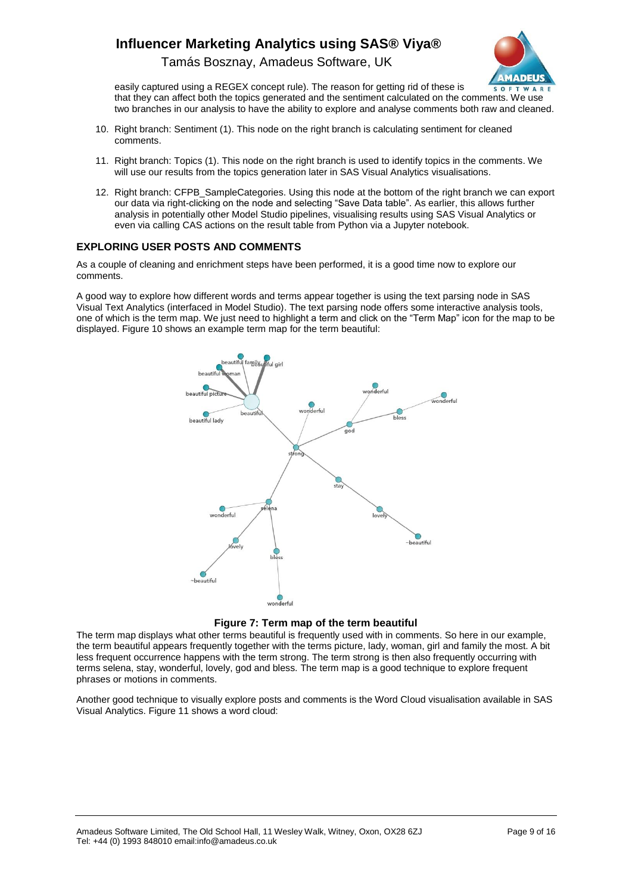easily captured using a REGEX concept rule). The reason for getting rid of these is that they can affect both the topics generated and the sentiment calculated on the comments. We use two branches in our analysis to have the ability to explore and analyse comments both raw and cleaned.

10. Right branch: Sentiment (1). This node on the right branch is calculating sentiment for cleaned comments.

11. Right branch: Topics (1). This node on the right branch is used to identify topics in the comments. We will use our results from the topics generation later in SAS Visual Analytics visualisations.

12. Right branch: CFPB_SampleCategories. Using this node at the bottom of the right branch we can export our data via right-clicking on the node and selecting "Save Data table". As earlier, this allows further analysis in potentially other Model Studio pipelines, visualising results using SAS Visual Analytics or even via calling CAS actions on the result table from Python via a Jupyter notebook.

## EXPLORING USER POSTS AND COMMENTS

As a couple of cleaning and enrichment steps have been performed, it is a good time now to explore our comments.

A good way to explore how different words and terms appear together is using the text parsing node in SAS Visual Text Analytics (interfaced in Model Studio). The text parsing node offers some interactive analysis tools, one of which is the term map. We just need to highlight a term and click on the "Term Map" icon for the map to be displayed. Figure 10 shows an example term map for the term beautiful:

**Figure 7: Term map of the term beautiful**

The term map displays what other terms beautiful is frequently used with in comments. So here in our example, the term beautiful appears frequently together with the terms picture, lady, woman, girl and family the most. A bit less frequent occurrence happens with the term strong. The term strong is then also frequently occurring with terms selena, stay, wonderful, lovely, god and bless. The term map is a good technique to explore frequent phrases or motions in comments.

Another good technique to visually explore posts and comments is the Word Cloud visualisation available in SAS Visual Analytics. Figure 11 shows a word cloud: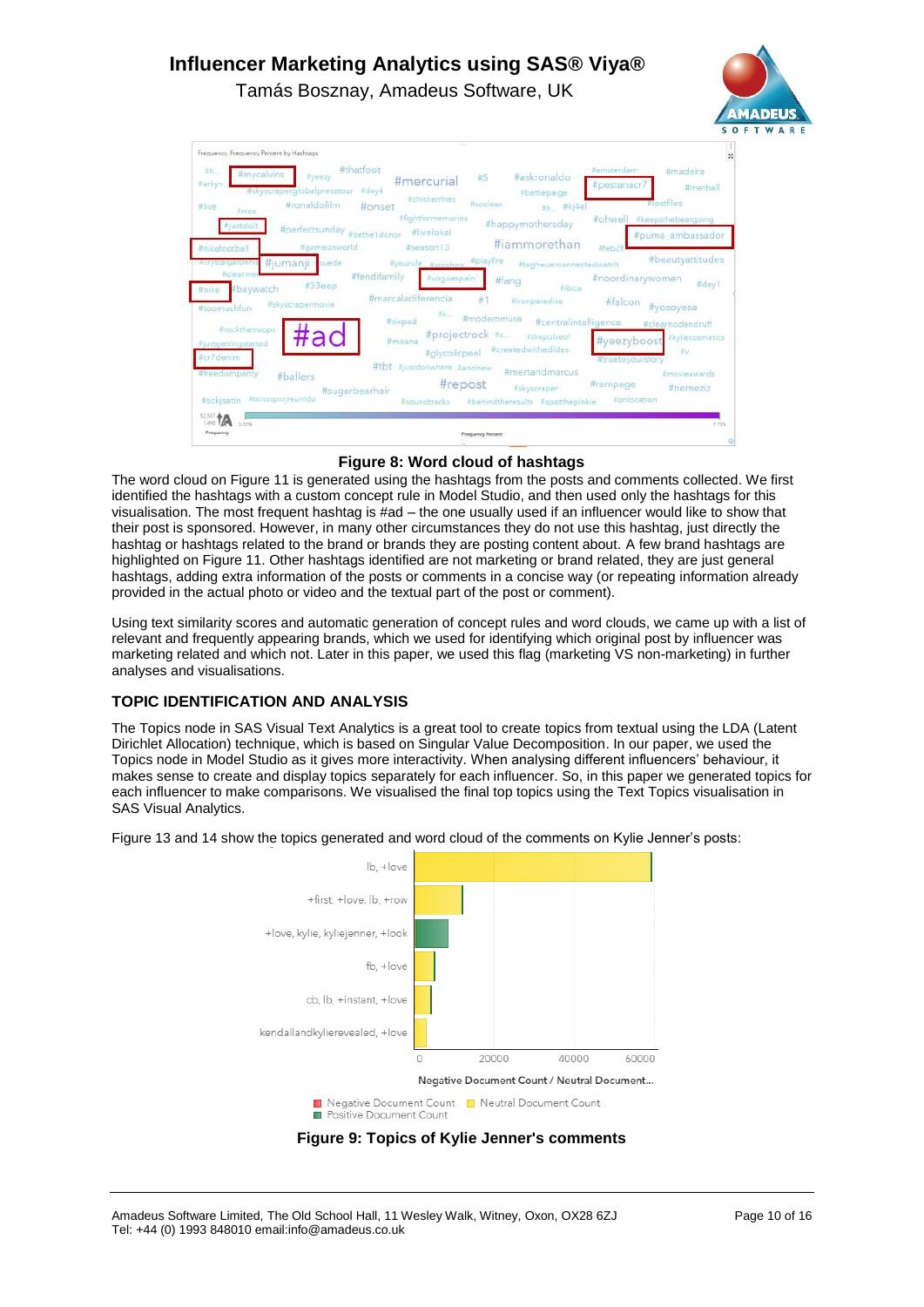Figure 8: Word cloud of hashtags

The word cloud on Figure 11 is generated using the hashtags from the posts and comments collected. We first identified the hashtags with a custom concept rule in Model Studio, and then used only the hashtags for this visualisation. The most frequent hashtag is #ad – the one usually used if an influencer would like to show that their post is sponsored. However, in many other circumstances they do not use this hashtag, just directly the hashtag or hashtags related to the brand or brands they are posting content about. A few brand hashtags are highlighted on Figure 11. Other hashtags identified are not marketing or brand related, they are just general hashtags, adding extra information of the posts or comments in a concise way (or repeating information already provided in the actual photo or video and the textual part of the post or comment).

Using text similarity scores and automatic generation of concept rules and word clouds, we came up with a list of relevant and frequently appearing brands, which we used for identifying which original post by influencer was marketing related and which not. Later in this paper, we used this flag (marketing VS non-marketing) in further analyses and visualisations.

## TOPIC IDENTIFICATION AND ANALYSIS

The Topics node in SAS Visual Text Analytics is a great tool to create topics from textual using the LDA (Latent Dirichlet Allocation) technique, which is based on Singular Value Decomposition. In our paper, we used the Topics node in Model Studio as it gives more interactivity. When analysing different influencers' behaviour, it makes sense to create and display topics separately for each influencer. So, in this paper we generated topics for each influencer to make comparisons. We visualised the final top topics using the Text Topics visualisation in SAS Visual Analytics.

Figure 13 and 14 show the topics generated and word cloud of the comments on Kylie Jenner's posts:

Figure 9: Topics of Kylie Jenner's comments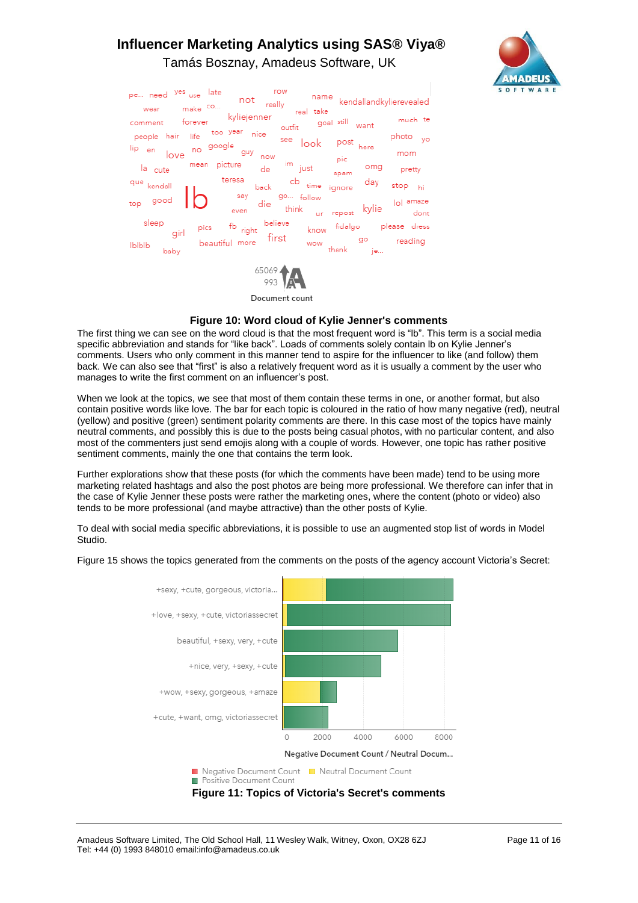**Figure 10: Word cloud of Kylie Jenner's comments**

The first thing we can see on the word cloud is that the most frequent word is "lb". This term is a social media specific abbreviation and stands for "like back". Loads of comments solely contain lb on Kylie Jenner's comments. Users who only comment in this manner tend to aspire for the influencer to like (and follow) them back. We can also see that "first" is also a relatively frequent word as it is usually a comment by the user who manages to write the first comment on an influencer's post.

When we look at the topics, we see that most of them contain these terms in one, or another format, but also contain positive words like love. The bar for each topic is coloured in the ratio of how many negative (red), neutral (yellow) and positive (green) sentiment polarity comments are there. In this case most of the topics have mainly neutral comments, and possibly this is due to the posts being casual photos, with no particular content, and also most of the commenters just send emojis along with a couple of words. However, one topic has rather positive sentiment comments, mainly the one that contains the term look.

Further explorations show that these posts (for which the comments have been made) tend to be using more marketing related hashtags and also the post photos are being more professional. We therefore can infer that in the case of Kylie Jenner these posts were rather the marketing ones, where the content (photo or video) also tends to be more professional (and maybe attractive) than the other posts of Kylie.

To deal with social media specific abbreviations, it is possible to use an augmented stop list of words in Model Studio.

Figure 15 shows the topics generated from the comments on the posts of the agency account Victoria's Secret:

**Figure 11: Topics of Victoria's Secret's comments**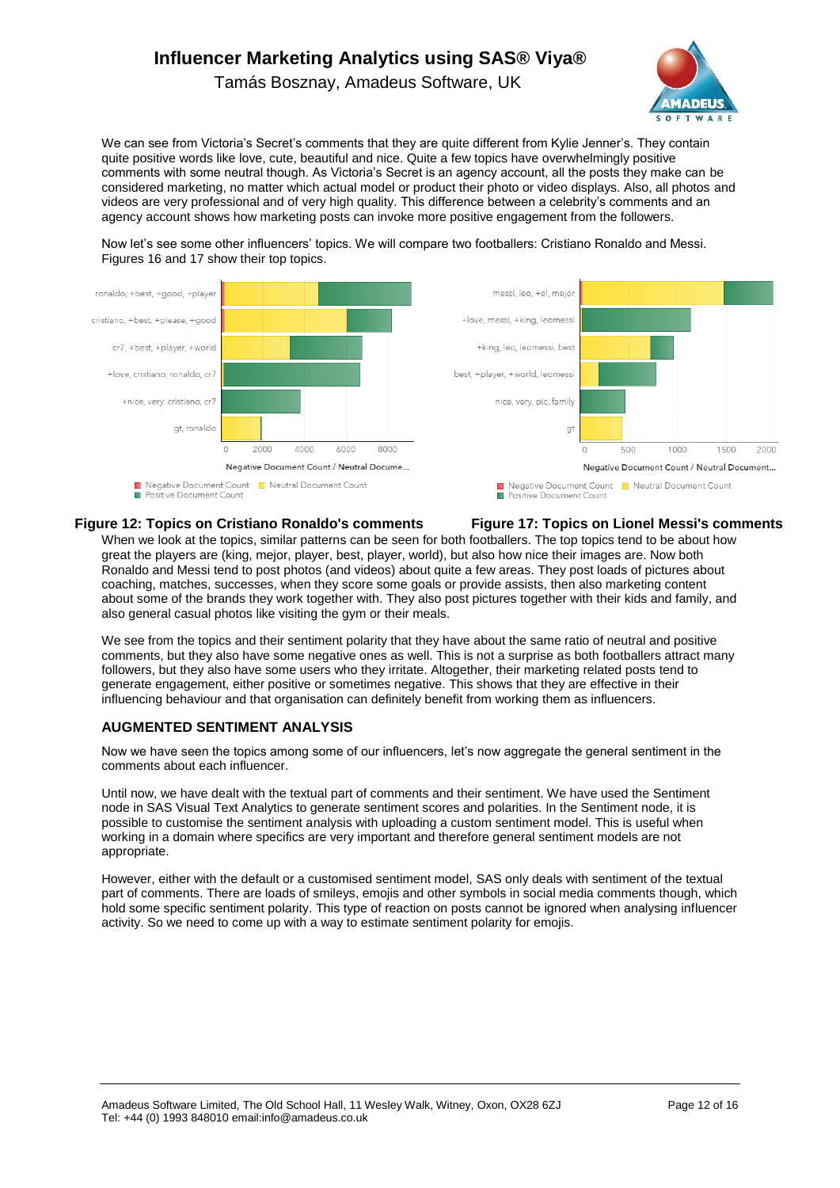We can see from Victoria's Secret's comments that they are quite different from Kylie Jenner's. They contain quite positive words like love, cute, beautiful and nice. Quite a few topics have overwhelmingly positive comments with some neutral though. As Victoria's Secret is an agency account, all the posts they make can be considered marketing, no matter which actual model or product their photo or video displays. Also, all photos and videos are very professional and of very high quality. This difference between a celebrity's comments and an agency account shows how marketing posts can invoke more positive engagement from the followers.

Now let's see some other influencers' topics. We will compare two footballers: Cristiano Ronaldo and Messi. Figures 16 and 17 show their top topics.

**Figure 12: Topics on Cristiano Ronaldo's comments** **Figure 17: Topics on Lionel Messi's comments**

When we look at the topics, similar patterns can be seen for both footballers. The top topics tend to be about how great the players are (king, mejor, player, best, player, world), but also how nice their images are. Now both Ronaldo and Messi tend to post photos (and videos) about quite a few areas. They post loads of pictures about coaching, matches, successes, when they score some goals or provide assists, then also marketing content about some of the brands they work together with. They also post pictures together with their kids and family, and also general casual photos like visiting the gym or their meals.

We see from the topics and their sentiment polarity that they have about the same ratio of neutral and positive comments, but they also have some negative ones as well. This is not a surprise as both footballers attract many followers, but they also have some users who they irritate. Altogether, their marketing related posts tend to generate engagement, either positive or sometimes negative. This shows that they are effective in their influencing behaviour and that organisation can definitely benefit from working them as influencers.

## AUGMENTED SENTIMENT ANALYSIS

Now we have seen the topics among some of our influencers, let's now aggregate the general sentiment in the comments about each influencer.

Until now, we have dealt with the textual part of comments and their sentiment. We have used the Sentiment node in SAS Visual Text Analytics to generate sentiment scores and polarities. In the Sentiment node, it is possible to customise the sentiment analysis with uploading a custom sentiment model. This is useful when working in a domain where specifics are very important and therefore general sentiment models are not appropriate.

However, either with the default or a customised sentiment model, SAS only deals with sentiment of the textual part of comments. There are loads of smileys, emojis and other symbols in social media comments though, which hold some specific sentiment polarity. This type of reaction on posts cannot be ignored when analysing influencer activity. So we need to come up with a way to estimate sentiment polarity for emojis.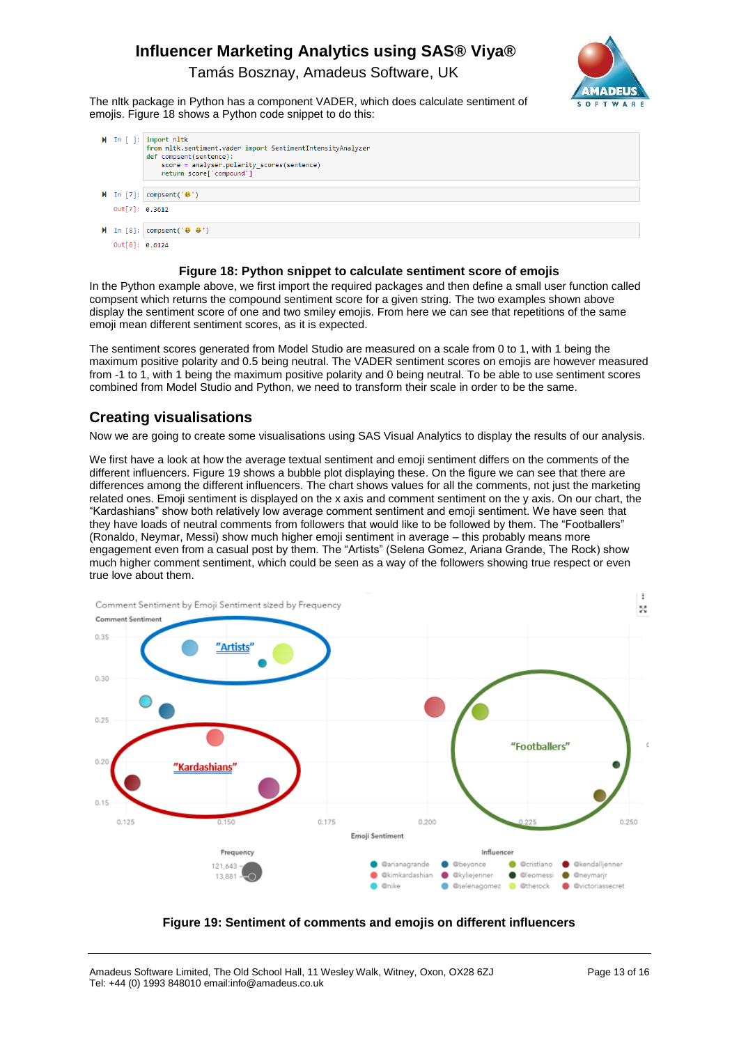The nltk package in Python has a component VADER, which does calculate sentiment of emojis. Figure 18 shows a Python code snippet to do this:

```
In [ ]: import nltk
        from nltk.sentiment.vader import SentimentIntensityAnalyzer
        def compsent(sentence):
            score = analyser.polarity_scores(sentence)
            return score['compound']

In [7]: compsent('😀')
Out[7]: 0.3612

In [8]: compsent('😀 😀')
Out[8]: 0.6124
```

**Figure 18: Python snippet to calculate sentiment score of emojis**

In the Python example above, we first import the required packages and then define a small user function called compsent which returns the compound sentiment score for a given string. The two examples shown above display the sentiment score of one and two smiley emojis. From here we can see that repetitions of the same emoji mean different sentiment scores, as it is expected.

The sentiment scores generated from Model Studio are measured on a scale from 0 to 1, with 1 being the maximum positive polarity and 0.5 being neutral. The VADER sentiment scores on emojis are however measured from -1 to 1, with 1 being the maximum positive polarity and 0 being neutral. To be able to use sentiment scores combined from Model Studio and Python, we need to transform their scale in order to be the same.

## Creating visualisations

Now we are going to create some visualisations using SAS Visual Analytics to display the results of our analysis.

We first have a look at how the average textual sentiment and emoji sentiment differs on the comments of the different influencers. Figure 19 shows a bubble plot displaying these. On the figure we can see that there are differences among the different influencers. The chart shows values for all the comments, not just the marketing related ones. Emoji sentiment is displayed on the x axis and comment sentiment on the y axis. On our chart, the "Kardashians" show both relatively low average comment sentiment and emoji sentiment. We have seen that they have loads of neutral comments from followers that would like to be followed by them. The "Footballers" (Ronaldo, Neymar, Messi) show much higher emoji sentiment in average – this probably means more engagement even from a casual post by them. The "Artists" (Selena Gomez, Ariana Grande, The Rock) show much higher comment sentiment, which could be seen as a way of the followers showing true respect or even true love about them.

**Figure 19: Sentiment of comments and emojis on different influencers**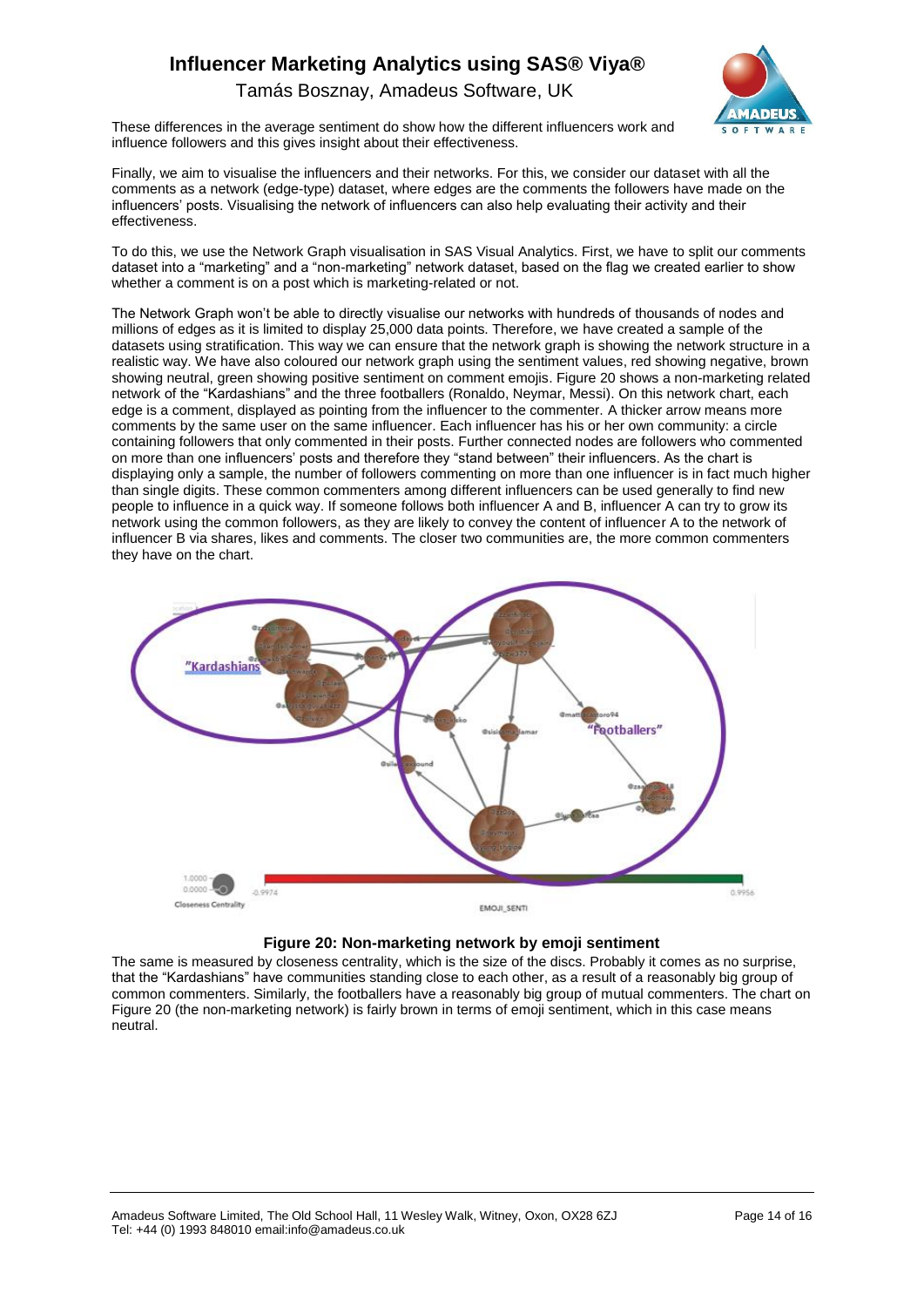These differences in the average sentiment do show how the different influencers work and influence followers and this gives insight about their effectiveness.

Finally, we aim to visualise the influencers and their networks. For this, we consider our dataset with all the comments as a network (edge-type) dataset, where edges are the comments the followers have made on the influencers' posts. Visualising the network of influencers can also help evaluating their activity and their effectiveness.

To do this, we use the Network Graph visualisation in SAS Visual Analytics. First, we have to split our comments dataset into a "marketing" and a "non-marketing" network dataset, based on the flag we created earlier to show whether a comment is on a post which is marketing-related or not.

The Network Graph won't be able to directly visualise our networks with hundreds of thousands of nodes and millions of edges as it is limited to display 25,000 data points. Therefore, we have created a sample of the datasets using stratification. This way we can ensure that the network graph is showing the network structure in a realistic way. We have also coloured our network graph using the sentiment values, red showing negative, brown showing neutral, green showing positive sentiment on comment emojis. Figure 20 shows a non-marketing related network of the "Kardashians" and the three footballers (Ronaldo, Neymar, Messi). On this network chart, each edge is a comment, displayed as pointing from the influencer to the commenter. A thicker arrow means more comments by the same user on the same influencer. Each influencer has his or her own community: a circle containing followers that only commented in their posts. Further connected nodes are followers who commented on more than one influencers' posts and therefore they "stand between" their influencers. As the chart is displaying only a sample, the number of followers commenting on more than one influencer is in fact much higher than single digits. These common commenters among different influencers can be used generally to find new people to influence in a quick way. If someone follows both influencer A and B, influencer A can try to grow its network using the common followers, as they are likely to convey the content of influencer A to the network of influencer B via shares, likes and comments. The closer two communities are, the more common commenters they have on the chart.

**Figure 20: Non-marketing network by emoji sentiment**

The same is measured by closeness centrality, which is the size of the discs. Probably it comes as no surprise, that the "Kardashians" have communities standing close to each other, as a result of a reasonably big group of common commenters. Similarly, the footballers have a reasonably big group of mutual commenters. The chart on Figure 20 (the non-marketing network) is fairly brown in terms of emoji sentiment, which in this case means neutral.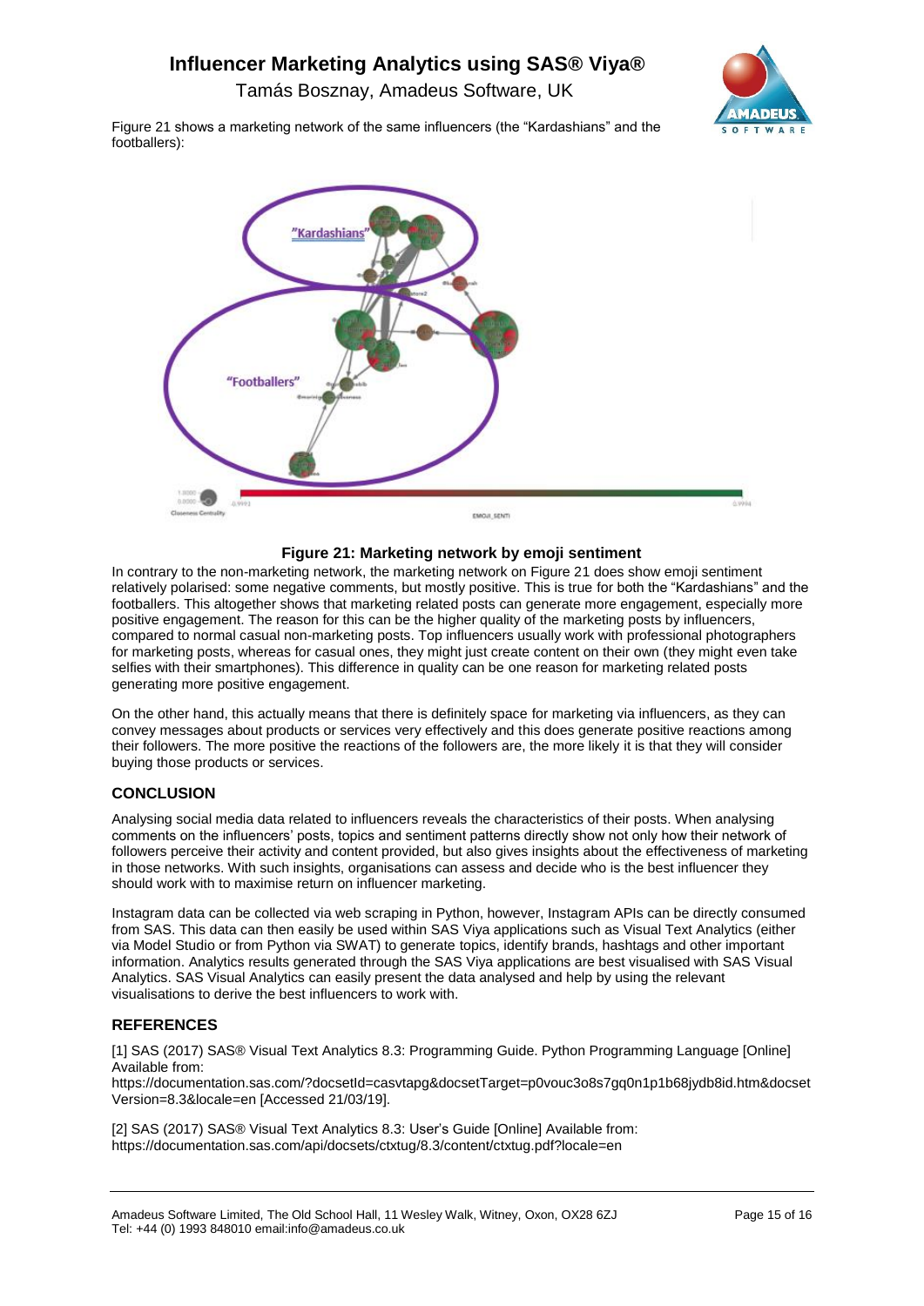Figure 21 shows a marketing network of the same influencers (the "Kardashians" and the footballers):

**Figure 21: Marketing network by emoji sentiment**

In contrary to the non-marketing network, the marketing network on Figure 21 does show emoji sentiment relatively polarised: some negative comments, but mostly positive. This is true for both the "Kardashians" and the footballers. This altogether shows that marketing related posts can generate more engagement, especially more positive engagement. The reason for this can be the higher quality of the marketing posts by influencers, compared to normal casual non-marketing posts. Top influencers usually work with professional photographers for marketing posts, whereas for casual ones, they might just create content on their own (they might even take selfies with their smartphones). This difference in quality can be one reason for marketing related posts generating more positive engagement.

On the other hand, this actually means that there is definitely space for marketing via influencers, as they can convey messages about products or services very effectively and this does generate positive reactions among their followers. The more positive the reactions of the followers are, the more likely it is that they will consider buying those products or services.

## CONCLUSION

Analysing social media data related to influencers reveals the characteristics of their posts. When analysing comments on the influencers' posts, topics and sentiment patterns directly show not only how their network of followers perceive their activity and content provided, but also gives insights about the effectiveness of marketing in those networks. With such insights, organisations can assess and decide who is the best influencer they should work with to maximise return on influencer marketing.

Instagram data can be collected via web scraping in Python, however, Instagram APIs can be directly consumed from SAS. This data can then easily be used within SAS Viya applications such as Visual Text Analytics (either via Model Studio or from Python via SWAT) to generate topics, identify brands, hashtags and other important information. Analytics results generated through the SAS Viya applications are best visualised with SAS Visual Analytics. SAS Visual Analytics can easily present the data analysed and help by using the relevant visualisations to derive the best influencers to work with.

## REFERENCES

[1] SAS (2017) SAS® Visual Text Analytics 8.3: Programming Guide. Python Programming Language [Online] Available from: https://documentation.sas.com/?docsetId=casvtapg&docsetTarget=p0vouc3o8s7gq0n1p1b68jydb8id.htm&docsetVersion=8.3&locale=en [Accessed 21/03/19].

[2] SAS (2017) SAS® Visual Text Analytics 8.3: User's Guide [Online] Available from: https://documentation.sas.com/api/docsets/ctxtug/8.3/content/ctxtug.pdf?locale=en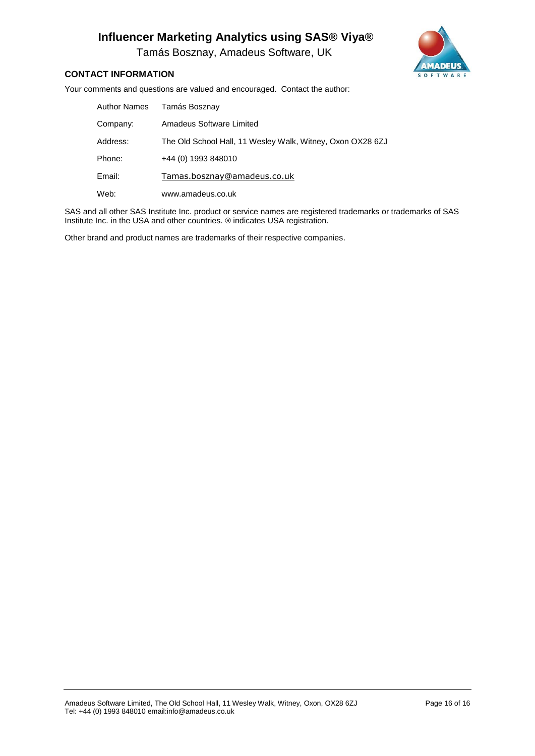## CONTACT INFORMATION

Your comments and questions are valued and encouraged. Contact the author:

| | |
|---|---|
| Author Names | Tamás Bosznay |
| Company: | Amadeus Software Limited |
| Address: | The Old School Hall, 11 Wesley Walk, Witney, Oxon OX28 6ZJ |
| Phone: | +44 (0) 1993 848010 |
| Email: | Tamas.bosznay@amadeus.co.uk |
| Web: | www.amadeus.co.uk |

SAS and all other SAS Institute Inc. product or service names are registered trademarks or trademarks of SAS Institute Inc. in the USA and other countries. ® indicates USA registration.

Other brand and product names are trademarks of their respective companies.